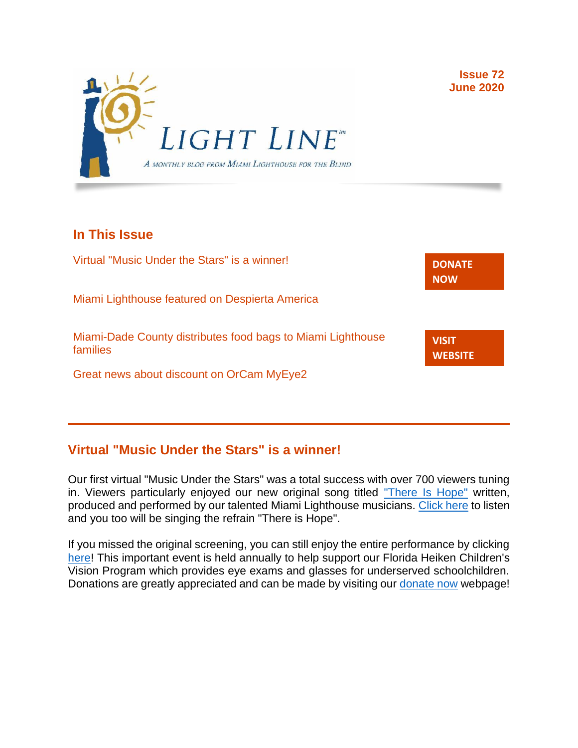# LIGHT LINE™

*A monthly blog from Miami Lighthouse for the Blind*

**Issue 72**
**June 2020**

## In This Issue

Virtual "Music Under the Stars" is a winner!

Miami Lighthouse featured on Despierta America

Miami-Dade County distributes food bags to Miami Lighthouse families

Great news about discount on OrCam MyEye2

**DONATE NOW**

**VISIT WEBSITE**

---

## Virtual "Music Under the Stars" is a winner!

Our first virtual "Music Under the Stars" was a total success with over 700 viewers tuning in. Viewers particularly enjoyed our new original song titled "There Is Hope" written, produced and performed by our talented Miami Lighthouse musicians. Click here to listen and you too will be singing the refrain "There is Hope".

If you missed the original screening, you can still enjoy the entire performance by clicking here! This important event is held annually to help support our Florida Heiken Children's Vision Program which provides eye exams and glasses for underserved schoolchildren. Donations are greatly appreciated and can be made by visiting our donate now webpage!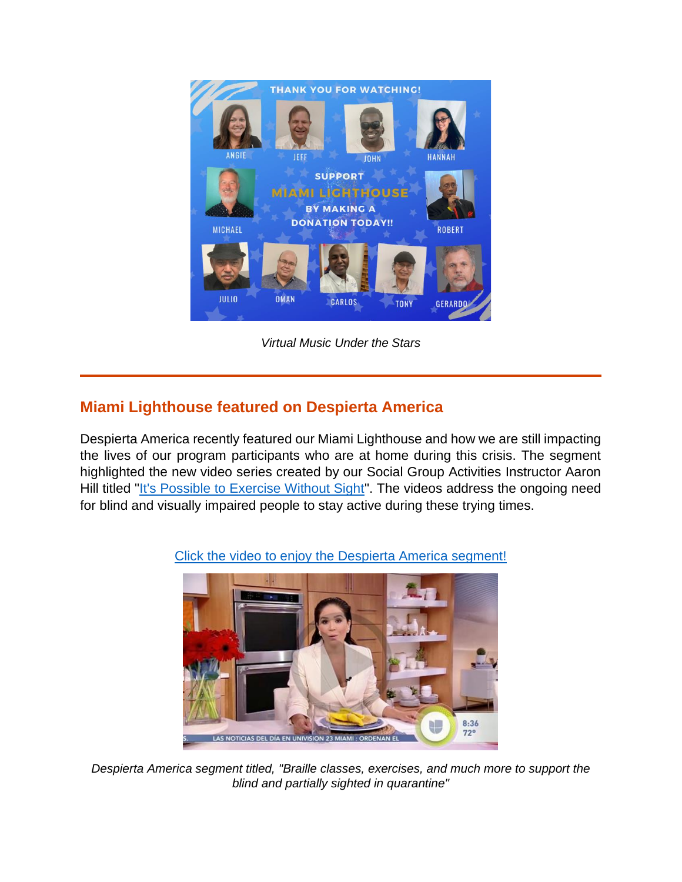*Virtual Music Under the Stars*

---

## Miami Lighthouse featured on Despierta America

Despierta America recently featured our Miami Lighthouse and how we are still impacting the lives of our program participants who are at home during this crisis. The segment highlighted the new video series created by our Social Group Activities Instructor Aaron Hill titled "It's Possible to Exercise Without Sight". The videos address the ongoing need for blind and visually impaired people to stay active during these trying times.

Click the video to enjoy the Despierta America segment!

*Despierta America segment titled, "Braille classes, exercises, and much more to support the blind and partially sighted in quarantine"*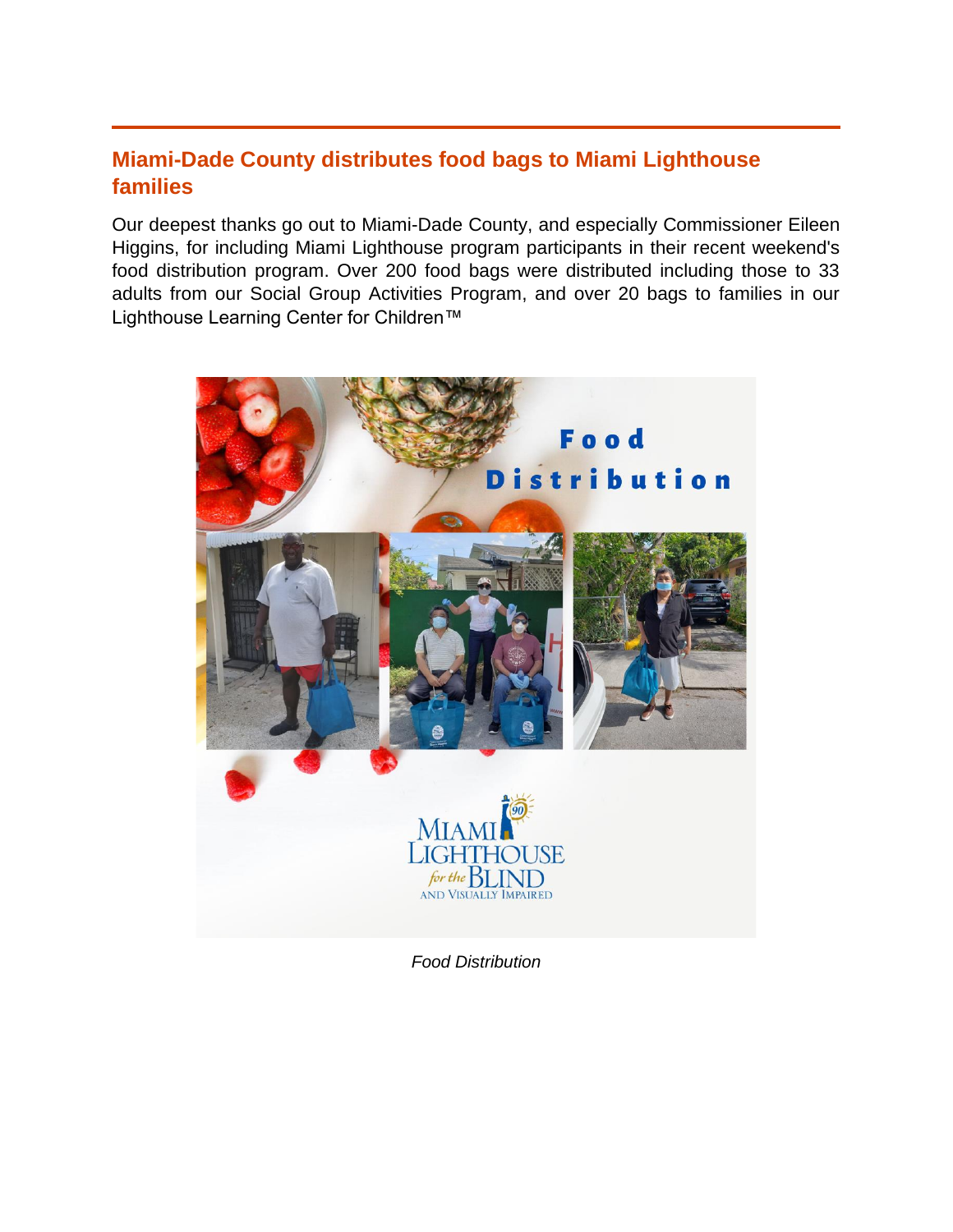## Miami-Dade County distributes food bags to Miami Lighthouse families

Our deepest thanks go out to Miami-Dade County, and especially Commissioner Eileen Higgins, for including Miami Lighthouse program participants in their recent weekend's food distribution program. Over 200 food bags were distributed including those to 33 adults from our Social Group Activities Program, and over 20 bags to families in our Lighthouse Learning Center for Children™

*Food Distribution*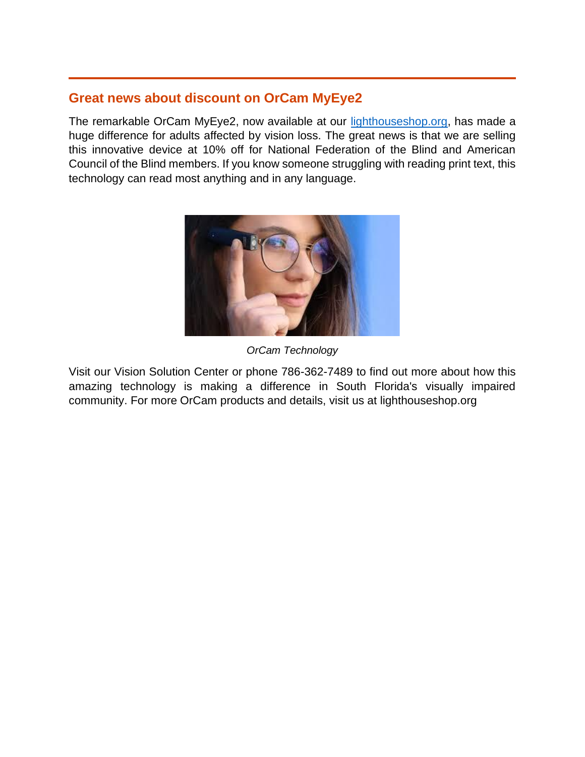## Great news about discount on OrCam MyEye2

The remarkable OrCam MyEye2, now available at our [lighthouseshop.org](lighthouseshop.org), has made a huge difference for adults affected by vision loss. The great news is that we are selling this innovative device at 10% off for National Federation of the Blind and American Council of the Blind members. If you know someone struggling with reading print text, this technology can read most anything and in any language.

*OrCam Technology*

Visit our Vision Solution Center or phone 786-362-7489 to find out more about how this amazing technology is making a difference in South Florida's visually impaired community. For more OrCam products and details, visit us at lighthouseshop.org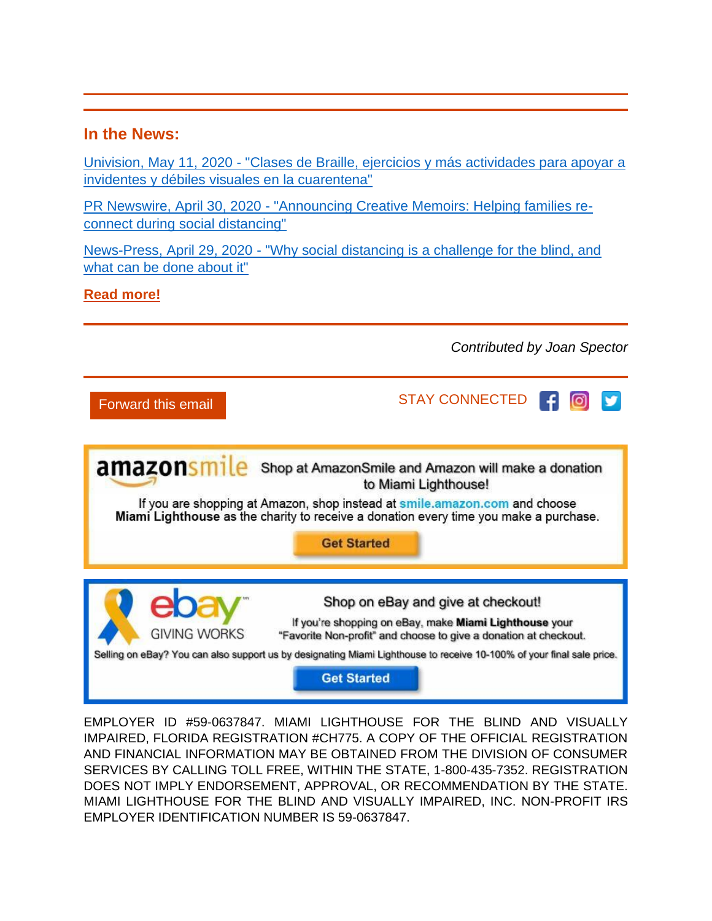## In the News:

Univision, May 11, 2020 - "Clases de Braille, ejercicios y más actividades para apoyar a invidentes y débiles visuales en la cuarentena"

PR Newswire, April 30, 2020 - "Announcing Creative Memoirs: Helping families re-connect during social distancing"

News-Press, April 29, 2020 - "Why social distancing is a challenge for the blind, and what can be done about it"

**Read more!**

*Contributed by Joan Spector*

Forward this email

STAY CONNECTED

amazonsmile Shop at AmazonSmile and Amazon will make a donation to Miami Lighthouse!

If you are shopping at Amazon, shop instead at smile.amazon.com and choose **Miami Lighthouse** as the charity to receive a donation every time you make a purchase.

Get Started

ebay GIVING WORKS

Shop on eBay and give at checkout!

If you're shopping on eBay, make **Miami Lighthouse** your "Favorite Non-profit" and choose to give a donation at checkout.

Selling on eBay? You can also support us by designating Miami Lighthouse to receive 10-100% of your final sale price.

Get Started

EMPLOYER ID #59-0637847. MIAMI LIGHTHOUSE FOR THE BLIND AND VISUALLY IMPAIRED, FLORIDA REGISTRATION #CH775. A COPY OF THE OFFICIAL REGISTRATION AND FINANCIAL INFORMATION MAY BE OBTAINED FROM THE DIVISION OF CONSUMER SERVICES BY CALLING TOLL FREE, WITHIN THE STATE, 1-800-435-7352. REGISTRATION DOES NOT IMPLY ENDORSEMENT, APPROVAL, OR RECOMMENDATION BY THE STATE. MIAMI LIGHTHOUSE FOR THE BLIND AND VISUALLY IMPAIRED, INC. NON-PROFIT IRS EMPLOYER IDENTIFICATION NUMBER IS 59-0637847.